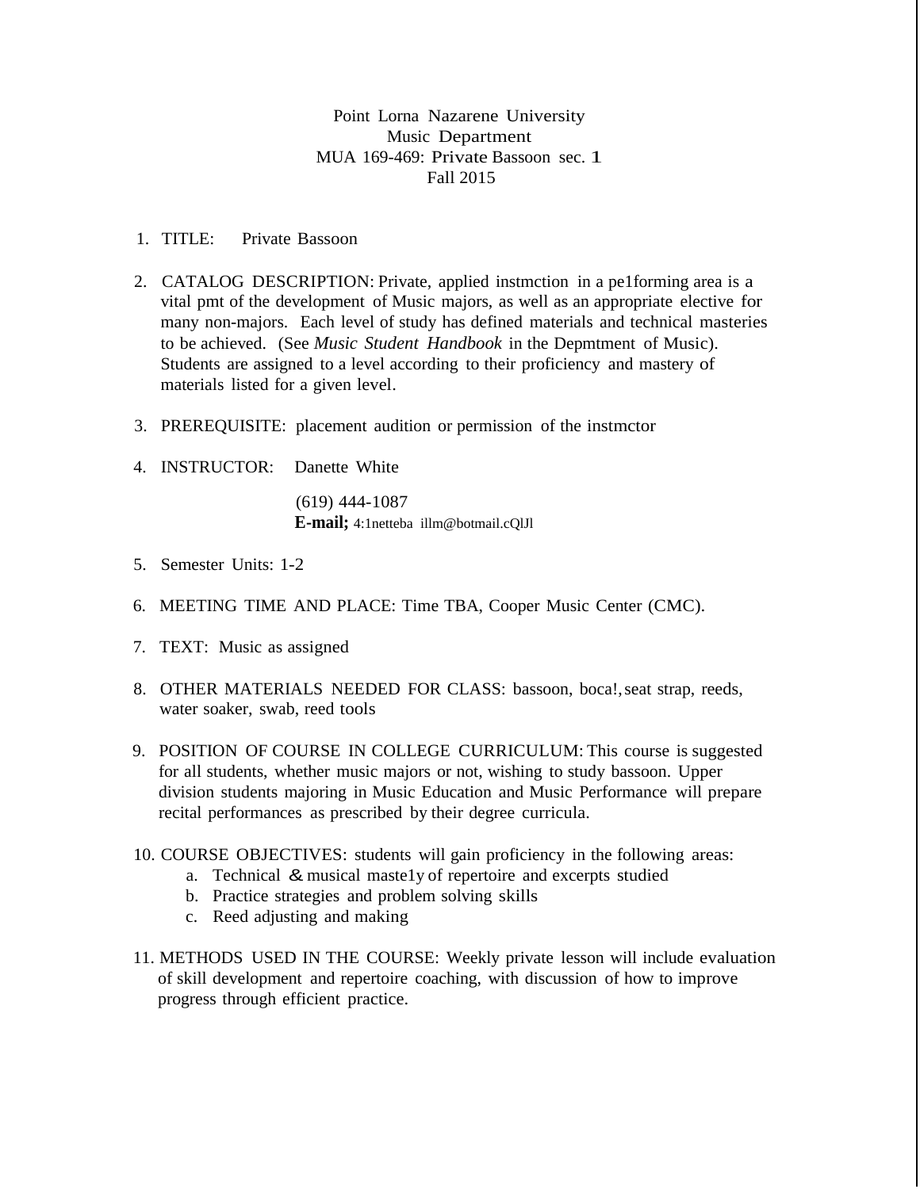Point Lorna Nazarene University
Music Department
MUA 169-469: Private Bassoon sec. 1
Fall 2015

1. TITLE: Private Bassoon

2. CATALOG DESCRIPTION: Private, applied instmction in a pe1forming area is a vital pmt of the development of Music majors, as well as an appropriate elective for many non-majors. Each level of study has defined materials and technical masteries to be achieved. (See *Music Student Handbook* in the Depmtment of Music). Students are assigned to a level according to their proficiency and mastery of materials listed for a given level.

3. PREREQUISITE: placement audition or permission of the instmctor

4. INSTRUCTOR: Danette White

   (619) 444-1087
   **E-mail;** 4:1netteba illm@botmail.cQlJl

5. Semester Units: 1-2

6. MEETING TIME AND PLACE: Time TBA, Cooper Music Center (CMC).

7. TEXT: Music as assigned

8. OTHER MATERIALS NEEDED FOR CLASS: bassoon, boca!, seat strap, reeds, water soaker, swab, reed tools

9. POSITION OF COURSE IN COLLEGE CURRICULUM: This course is suggested for all students, whether music majors or not, wishing to study bassoon. Upper division students majoring in Music Education and Music Performance will prepare recital performances as prescribed by their degree curricula.

10. COURSE OBJECTIVES: students will gain proficiency in the following areas:
    a. Technical & musical maste1y of repertoire and excerpts studied
    b. Practice strategies and problem solving skills
    c. Reed adjusting and making

11. METHODS USED IN THE COURSE: Weekly private lesson will include evaluation of skill development and repertoire coaching, with discussion of how to improve progress through efficient practice.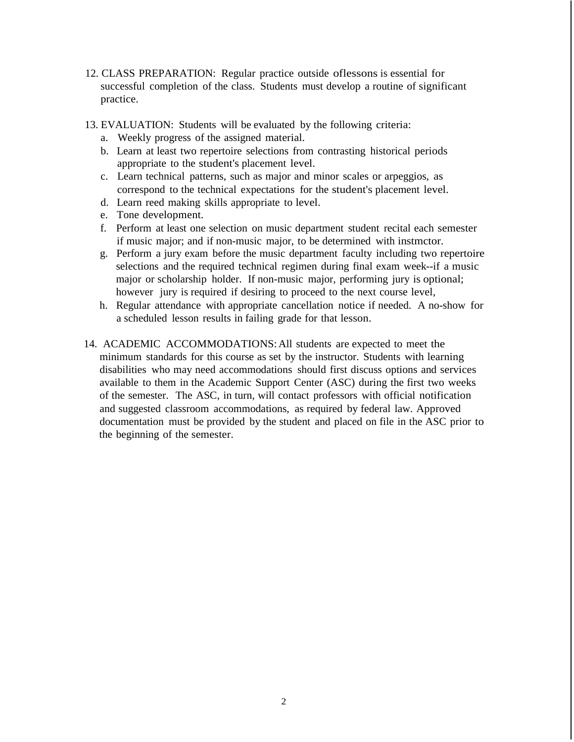12. CLASS PREPARATION: Regular practice outside oflessons is essential for successful completion of the class. Students must develop a routine of significant practice.

13. EVALUATION: Students will be evaluated by the following criteria:
    a. Weekly progress of the assigned material.
    b. Learn at least two repertoire selections from contrasting historical periods appropriate to the student's placement level.
    c. Learn technical patterns, such as major and minor scales or arpeggios, as correspond to the technical expectations for the student's placement level.
    d. Learn reed making skills appropriate to level.
    e. Tone development.
    f. Perform at least one selection on music department student recital each semester if music major; and if non-music major, to be determined with instmctor.
    g. Perform a jury exam before the music department faculty including two repertoire selections and the required technical regimen during final exam week--if a music major or scholarship holder. If non-music major, performing jury is optional; however jury is required if desiring to proceed to the next course level,
    h. Regular attendance with appropriate cancellation notice if needed. A no-show for a scheduled lesson results in failing grade for that lesson.

14. ACADEMIC ACCOMMODATIONS: All students are expected to meet the minimum standards for this course as set by the instructor. Students with learning disabilities who may need accommodations should first discuss options and services available to them in the Academic Support Center (ASC) during the first two weeks of the semester. The ASC, in turn, will contact professors with official notification and suggested classroom accommodations, as required by federal law. Approved documentation must be provided by the student and placed on file in the ASC prior to the beginning of the semester.